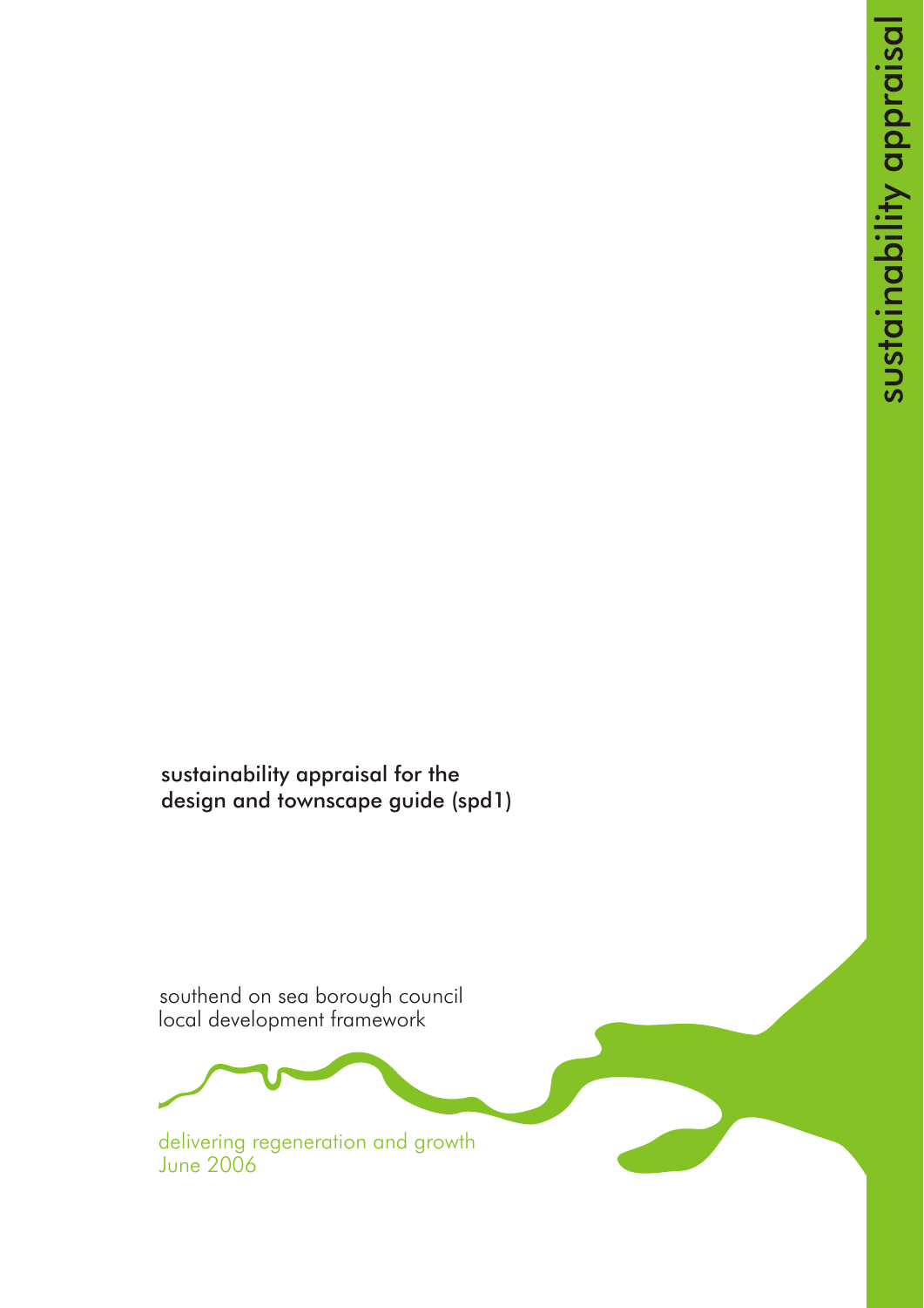# sustainability appraisal

sustainability appraisal for the
design and townscape guide (spd1)

southend on sea borough council
local development framework

delivering regeneration and growth
June 2006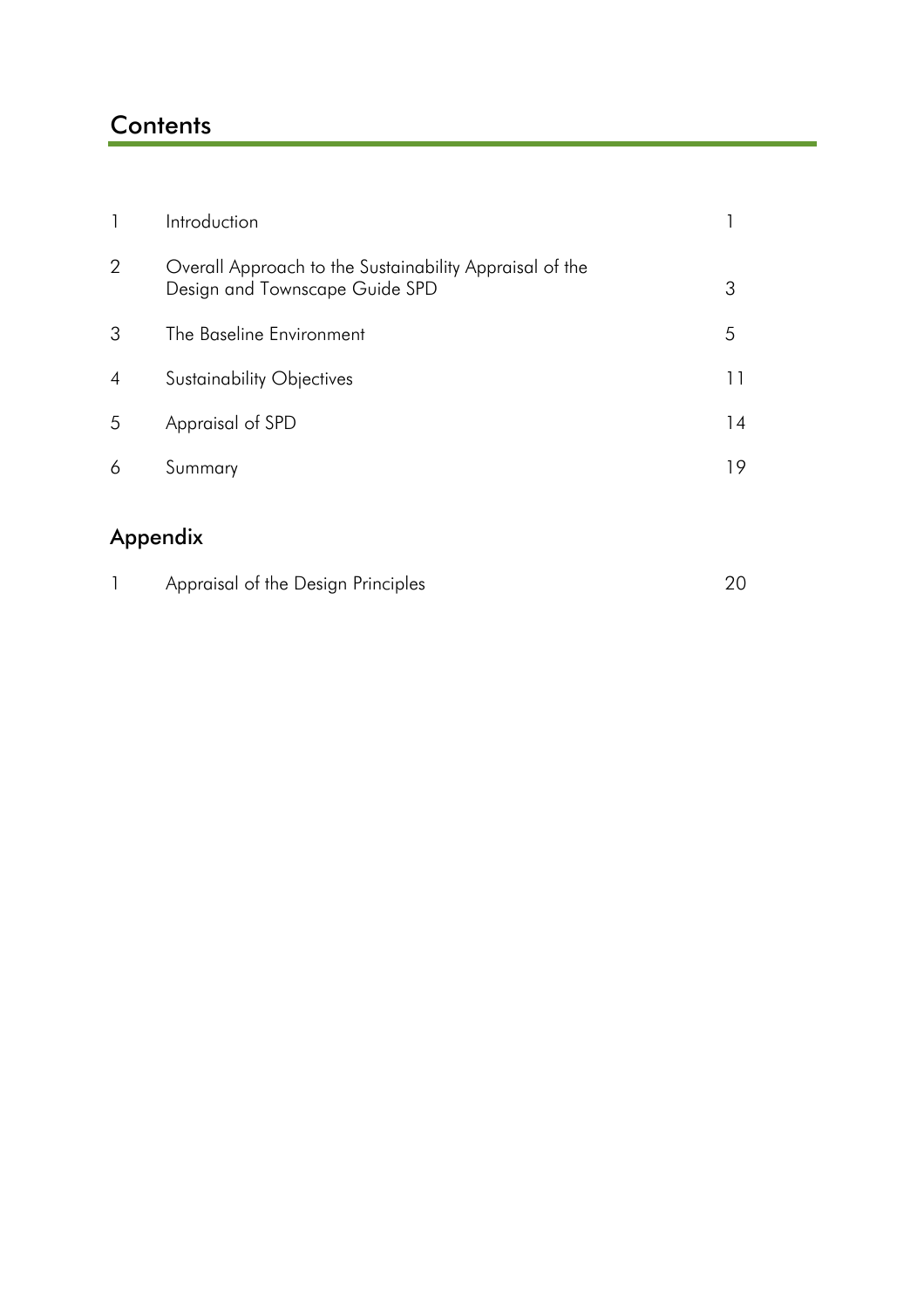# Contents

| | | |
|---|---|---|
| 1 | Introduction | 1 |
| 2 | Overall Approach to the Sustainability Appraisal of the Design and Townscape Guide SPD | 3 |
| 3 | The Baseline Environment | 5 |
| 4 | Sustainability Objectives | 11 |
| 5 | Appraisal of SPD | 14 |
| 6 | Summary | 19 |

## Appendix

| | | |
|---|---|---|
| 1 | Appraisal of the Design Principles | 20 |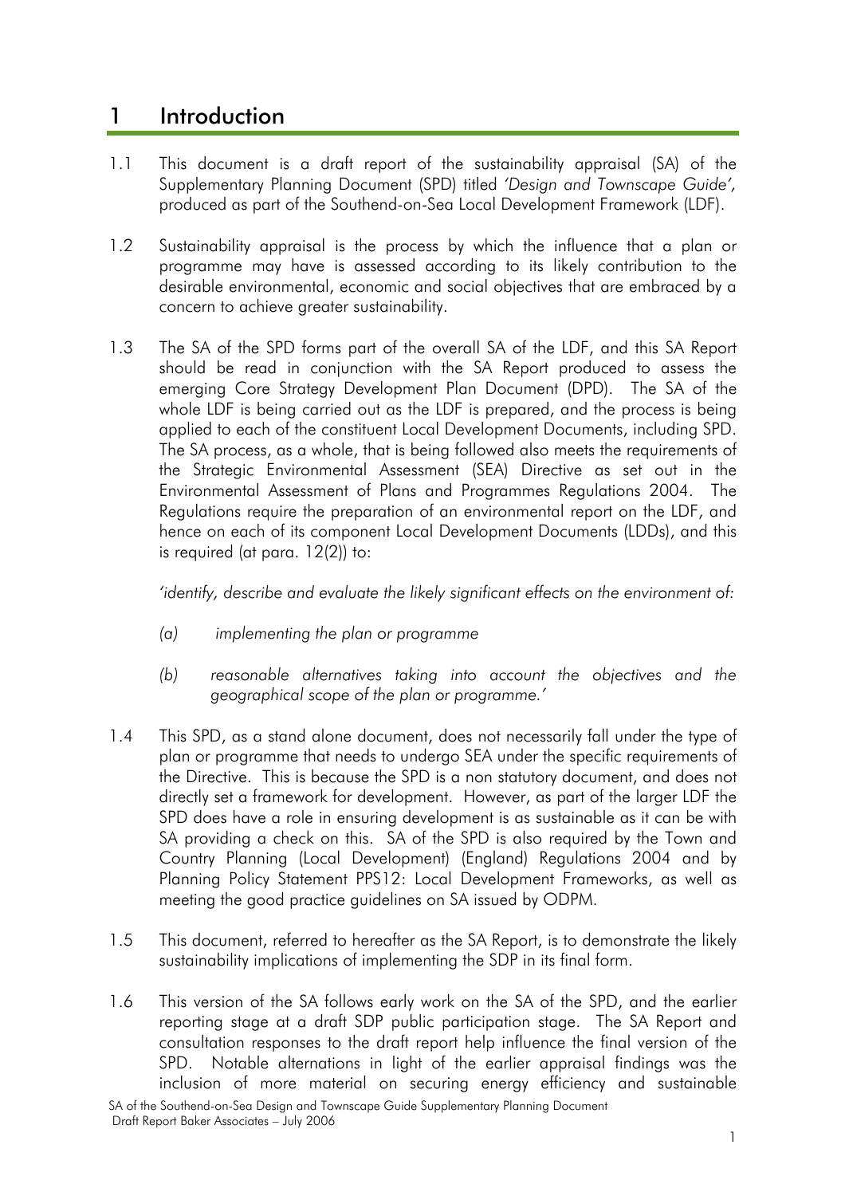# 1 Introduction

1.1 This document is a draft report of the sustainability appraisal (SA) of the Supplementary Planning Document (SPD) titled *'Design and Townscape Guide'*, produced as part of the Southend-on-Sea Local Development Framework (LDF).

1.2 Sustainability appraisal is the process by which the influence that a plan or programme may have is assessed according to its likely contribution to the desirable environmental, economic and social objectives that are embraced by a concern to achieve greater sustainability.

1.3 The SA of the SPD forms part of the overall SA of the LDF, and this SA Report should be read in conjunction with the SA Report produced to assess the emerging Core Strategy Development Plan Document (DPD). The SA of the whole LDF is being carried out as the LDF is prepared, and the process is being applied to each of the constituent Local Development Documents, including SPD. The SA process, as a whole, that is being followed also meets the requirements of the Strategic Environmental Assessment (SEA) Directive as set out in the Environmental Assessment of Plans and Programmes Regulations 2004. The Regulations require the preparation of an environmental report on the LDF, and hence on each of its component Local Development Documents (LDDs), and this is required (at para. 12(2)) to:

*'identify, describe and evaluate the likely significant effects on the environment of:*

*(a) implementing the plan or programme*

*(b) reasonable alternatives taking into account the objectives and the geographical scope of the plan or programme.'*

1.4 This SPD, as a stand alone document, does not necessarily fall under the type of plan or programme that needs to undergo SEA under the specific requirements of the Directive. This is because the SPD is a non statutory document, and does not directly set a framework for development. However, as part of the larger LDF the SPD does have a role in ensuring development is as sustainable as it can be with SA providing a check on this. SA of the SPD is also required by the Town and Country Planning (Local Development) (England) Regulations 2004 and by Planning Policy Statement PPS12: Local Development Frameworks, as well as meeting the good practice guidelines on SA issued by ODPM.

1.5 This document, referred to hereafter as the SA Report, is to demonstrate the likely sustainability implications of implementing the SDP in its final form.

1.6 This version of the SA follows early work on the SA of the SPD, and the earlier reporting stage at a draft SDP public participation stage. The SA Report and consultation responses to the draft report help influence the final version of the SPD. Notable alternations in light of the earlier appraisal findings was the inclusion of more material on securing energy efficiency and sustainable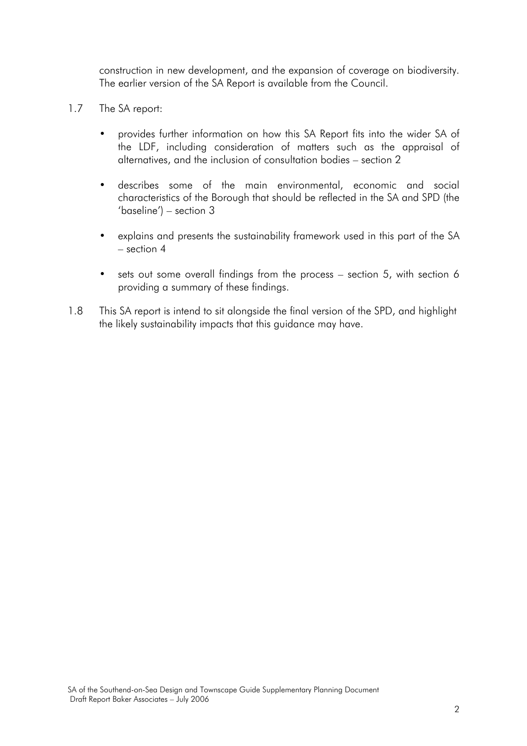construction in new development, and the expansion of coverage on biodiversity. The earlier version of the SA Report is available from the Council.

1.7 The SA report:

- provides further information on how this SA Report fits into the wider SA of the LDF, including consideration of matters such as the appraisal of alternatives, and the inclusion of consultation bodies – section 2
- describes some of the main environmental, economic and social characteristics of the Borough that should be reflected in the SA and SPD (the 'baseline') – section 3
- explains and presents the sustainability framework used in this part of the SA – section 4
- sets out some overall findings from the process – section 5, with section 6 providing a summary of these findings.

1.8 This SA report is intend to sit alongside the final version of the SPD, and highlight the likely sustainability impacts that this guidance may have.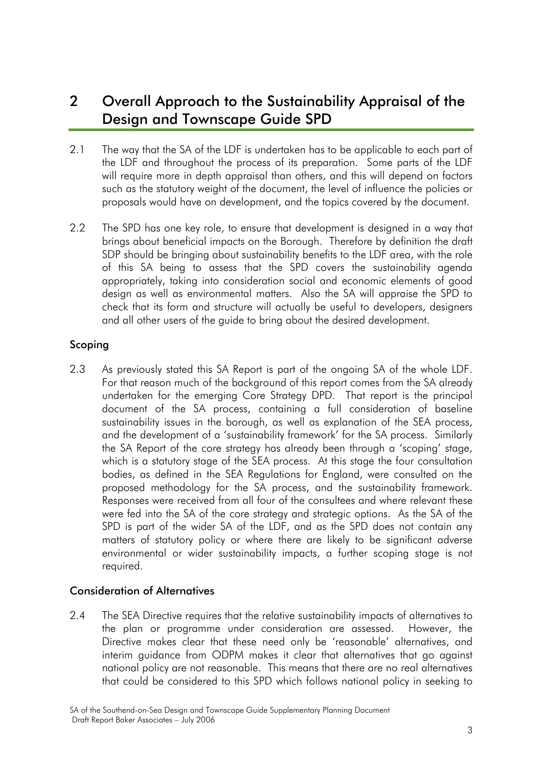## 2 Overall Approach to the Sustainability Appraisal of the Design and Townscape Guide SPD

2.1 The way that the SA of the LDF is undertaken has to be applicable to each part of the LDF and throughout the process of its preparation. Some parts of the LDF will require more in depth appraisal than others, and this will depend on factors such as the statutory weight of the document, the level of influence the policies or proposals would have on development, and the topics covered by the document.

2.2 The SPD has one key role, to ensure that development is designed in a way that brings about beneficial impacts on the Borough. Therefore by definition the draft SDP should be bringing about sustainability benefits to the LDF area, with the role of this SA being to assess that the SPD covers the sustainability agenda appropriately, taking into consideration social and economic elements of good design as well as environmental matters. Also the SA will appraise the SPD to check that its form and structure will actually be useful to developers, designers and all other users of the guide to bring about the desired development.

### Scoping

2.3 As previously stated this SA Report is part of the ongoing SA of the whole LDF. For that reason much of the background of this report comes from the SA already undertaken for the emerging Core Strategy DPD. That report is the principal document of the SA process, containing a full consideration of baseline sustainability issues in the borough, as well as explanation of the SEA process, and the development of a 'sustainability framework' for the SA process. Similarly the SA Report of the core strategy has already been through a 'scoping' stage, which is a statutory stage of the SEA process. At this stage the four consultation bodies, as defined in the SEA Regulations for England, were consulted on the proposed methodology for the SA process, and the sustainability framework. Responses were received from all four of the consultees and where relevant these were fed into the SA of the core strategy and strategic options. As the SA of the SPD is part of the wider SA of the LDF, and as the SPD does not contain any matters of statutory policy or where there are likely to be significant adverse environmental or wider sustainability impacts, a further scoping stage is not required.

### Consideration of Alternatives

2.4 The SEA Directive requires that the relative sustainability impacts of alternatives to the plan or programme under consideration are assessed. However, the Directive makes clear that these need only be 'reasonable' alternatives, and interim guidance from ODPM makes it clear that alternatives that go against national policy are not reasonable. This means that there are no real alternatives that could be considered to this SPD which follows national policy in seeking to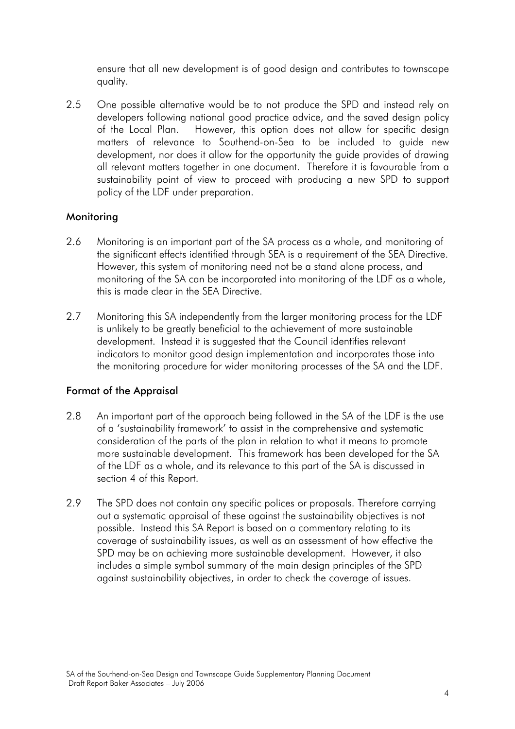ensure that all new development is of good design and contributes to townscape quality.

2.5 One possible alternative would be to not produce the SPD and instead rely on developers following national good practice advice, and the saved design policy of the Local Plan. However, this option does not allow for specific design matters of relevance to Southend-on-Sea to be included to guide new development, nor does it allow for the opportunity the guide provides of drawing all relevant matters together in one document. Therefore it is favourable from a sustainability point of view to proceed with producing a new SPD to support policy of the LDF under preparation.

## Monitoring

2.6 Monitoring is an important part of the SA process as a whole, and monitoring of the significant effects identified through SEA is a requirement of the SEA Directive. However, this system of monitoring need not be a stand alone process, and monitoring of the SA can be incorporated into monitoring of the LDF as a whole, this is made clear in the SEA Directive.

2.7 Monitoring this SA independently from the larger monitoring process for the LDF is unlikely to be greatly beneficial to the achievement of more sustainable development. Instead it is suggested that the Council identifies relevant indicators to monitor good design implementation and incorporates those into the monitoring procedure for wider monitoring processes of the SA and the LDF.

## Format of the Appraisal

2.8 An important part of the approach being followed in the SA of the LDF is the use of a 'sustainability framework' to assist in the comprehensive and systematic consideration of the parts of the plan in relation to what it means to promote more sustainable development. This framework has been developed for the SA of the LDF as a whole, and its relevance to this part of the SA is discussed in section 4 of this Report.

2.9 The SPD does not contain any specific polices or proposals. Therefore carrying out a systematic appraisal of these against the sustainability objectives is not possible. Instead this SA Report is based on a commentary relating to its coverage of sustainability issues, as well as an assessment of how effective the SPD may be on achieving more sustainable development. However, it also includes a simple symbol summary of the main design principles of the SPD against sustainability objectives, in order to check the coverage of issues.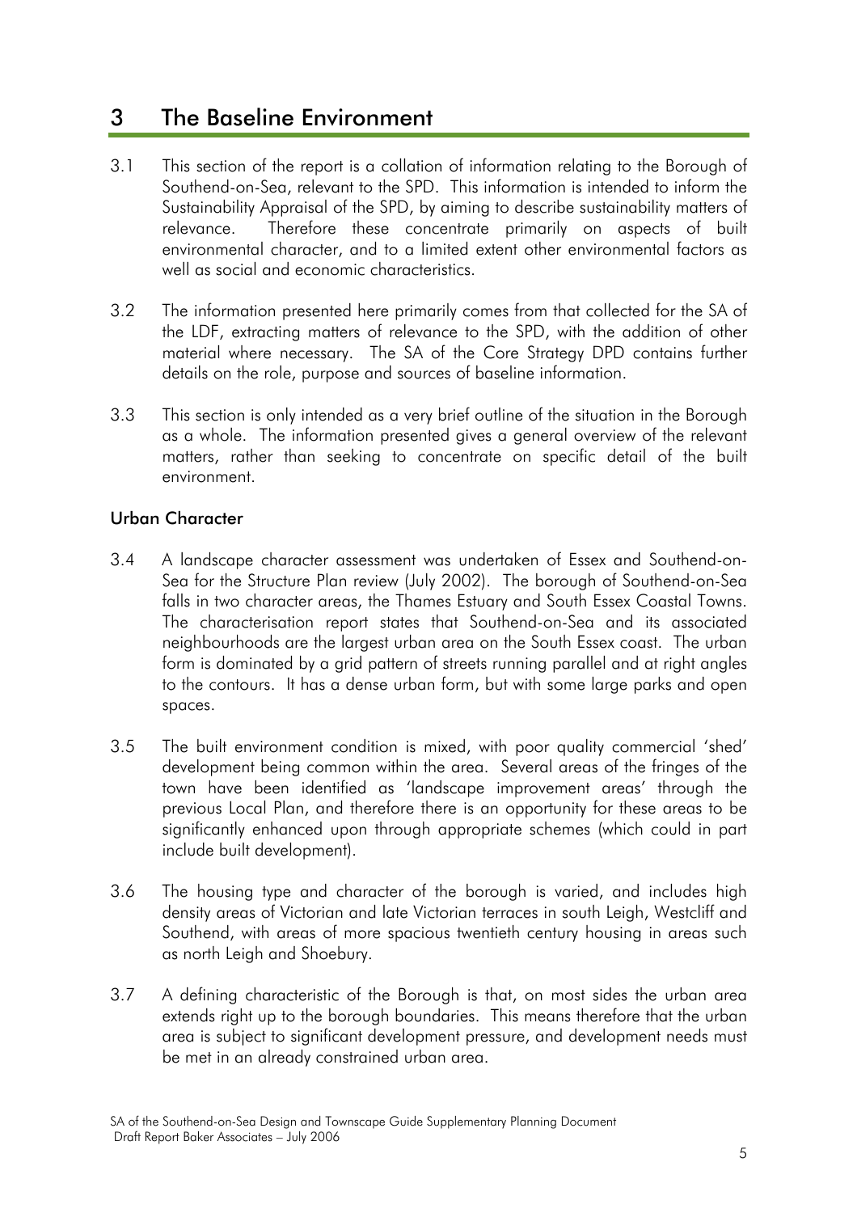# 3 The Baseline Environment

3.1 This section of the report is a collation of information relating to the Borough of Southend-on-Sea, relevant to the SPD. This information is intended to inform the Sustainability Appraisal of the SPD, by aiming to describe sustainability matters of relevance. Therefore these concentrate primarily on aspects of built environmental character, and to a limited extent other environmental factors as well as social and economic characteristics.

3.2 The information presented here primarily comes from that collected for the SA of the LDF, extracting matters of relevance to the SPD, with the addition of other material where necessary. The SA of the Core Strategy DPD contains further details on the role, purpose and sources of baseline information.

3.3 This section is only intended as a very brief outline of the situation in the Borough as a whole. The information presented gives a general overview of the relevant matters, rather than seeking to concentrate on specific detail of the built environment.

## Urban Character

3.4 A landscape character assessment was undertaken of Essex and Southend-on-Sea for the Structure Plan review (July 2002). The borough of Southend-on-Sea falls in two character areas, the Thames Estuary and South Essex Coastal Towns. The characterisation report states that Southend-on-Sea and its associated neighbourhoods are the largest urban area on the South Essex coast. The urban form is dominated by a grid pattern of streets running parallel and at right angles to the contours. It has a dense urban form, but with some large parks and open spaces.

3.5 The built environment condition is mixed, with poor quality commercial 'shed' development being common within the area. Several areas of the fringes of the town have been identified as 'landscape improvement areas' through the previous Local Plan, and therefore there is an opportunity for these areas to be significantly enhanced upon through appropriate schemes (which could in part include built development).

3.6 The housing type and character of the borough is varied, and includes high density areas of Victorian and late Victorian terraces in south Leigh, Westcliff and Southend, with areas of more spacious twentieth century housing in areas such as north Leigh and Shoebury.

3.7 A defining characteristic of the Borough is that, on most sides the urban area extends right up to the borough boundaries. This means therefore that the urban area is subject to significant development pressure, and development needs must be met in an already constrained urban area.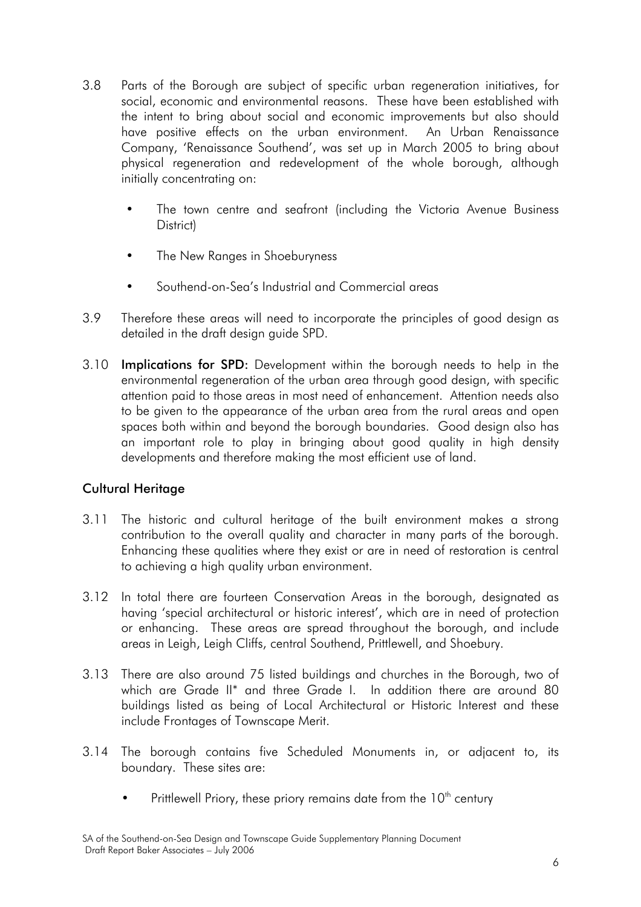3.8 Parts of the Borough are subject of specific urban regeneration initiatives, for social, economic and environmental reasons. These have been established with the intent to bring about social and economic improvements but also should have positive effects on the urban environment. An Urban Renaissance Company, 'Renaissance Southend', was set up in March 2005 to bring about physical regeneration and redevelopment of the whole borough, although initially concentrating on:

- The town centre and seafront (including the Victoria Avenue Business District)
- The New Ranges in Shoeburyness
- Southend-on-Sea's Industrial and Commercial areas

3.9 Therefore these areas will need to incorporate the principles of good design as detailed in the draft design guide SPD.

3.10 **Implications for SPD:** Development within the borough needs to help in the environmental regeneration of the urban area through good design, with specific attention paid to those areas in most need of enhancement. Attention needs also to be given to the appearance of the urban area from the rural areas and open spaces both within and beyond the borough boundaries. Good design also has an important role to play in bringing about good quality in high density developments and therefore making the most efficient use of land.

## Cultural Heritage

3.11 The historic and cultural heritage of the built environment makes a strong contribution to the overall quality and character in many parts of the borough. Enhancing these qualities where they exist or are in need of restoration is central to achieving a high quality urban environment.

3.12 In total there are fourteen Conservation Areas in the borough, designated as having 'special architectural or historic interest', which are in need of protection or enhancing. These areas are spread throughout the borough, and include areas in Leigh, Leigh Cliffs, central Southend, Prittlewell, and Shoebury.

3.13 There are also around 75 listed buildings and churches in the Borough, two of which are Grade II* and three Grade I. In addition there are around 80 buildings listed as being of Local Architectural or Historic Interest and these include Frontages of Townscape Merit.

3.14 The borough contains five Scheduled Monuments in, or adjacent to, its boundary. These sites are:

- Prittlewell Priory, these priory remains date from the 10th century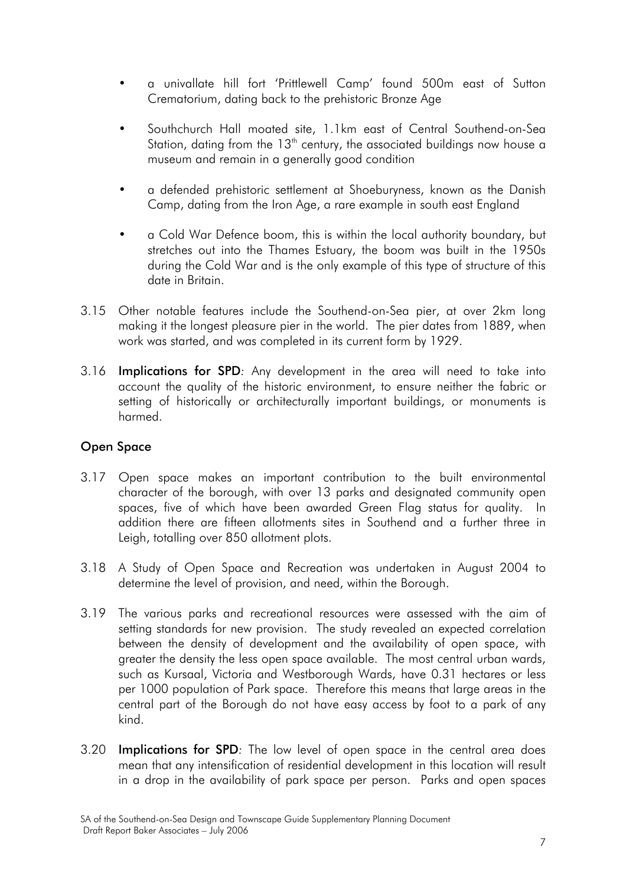- a univallate hill fort 'Prittlewell Camp' found 500m east of Sutton Crematorium, dating back to the prehistoric Bronze Age

- Southchurch Hall moated site, 1.1km east of Central Southend-on-Sea Station, dating from the 13th century, the associated buildings now house a museum and remain in a generally good condition

- a defended prehistoric settlement at Shoeburyness, known as the Danish Camp, dating from the Iron Age, a rare example in south east England

- a Cold War Defence boom, this is within the local authority boundary, but stretches out into the Thames Estuary, the boom was built in the 1950s during the Cold War and is the only example of this type of structure of this date in Britain.

3.15 Other notable features include the Southend-on-Sea pier, at over 2km long making it the longest pleasure pier in the world. The pier dates from 1889, when work was started, and was completed in its current form by 1929.

3.16 **Implications for SPD**: Any development in the area will need to take into account the quality of the historic environment, to ensure neither the fabric or setting of historically or architecturally important buildings, or monuments is harmed.

## Open Space

3.17 Open space makes an important contribution to the built environmental character of the borough, with over 13 parks and designated community open spaces, five of which have been awarded Green Flag status for quality. In addition there are fifteen allotments sites in Southend and a further three in Leigh, totalling over 850 allotment plots.

3.18 A Study of Open Space and Recreation was undertaken in August 2004 to determine the level of provision, and need, within the Borough.

3.19 The various parks and recreational resources were assessed with the aim of setting standards for new provision. The study revealed an expected correlation between the density of development and the availability of open space, with greater the density the less open space available. The most central urban wards, such as Kursaal, Victoria and Westborough Wards, have 0.31 hectares or less per 1000 population of Park space. Therefore this means that large areas in the central part of the Borough do not have easy access by foot to a park of any kind.

3.20 **Implications for SPD**: The low level of open space in the central area does mean that any intensification of residential development in this location will result in a drop in the availability of park space per person. Parks and open spaces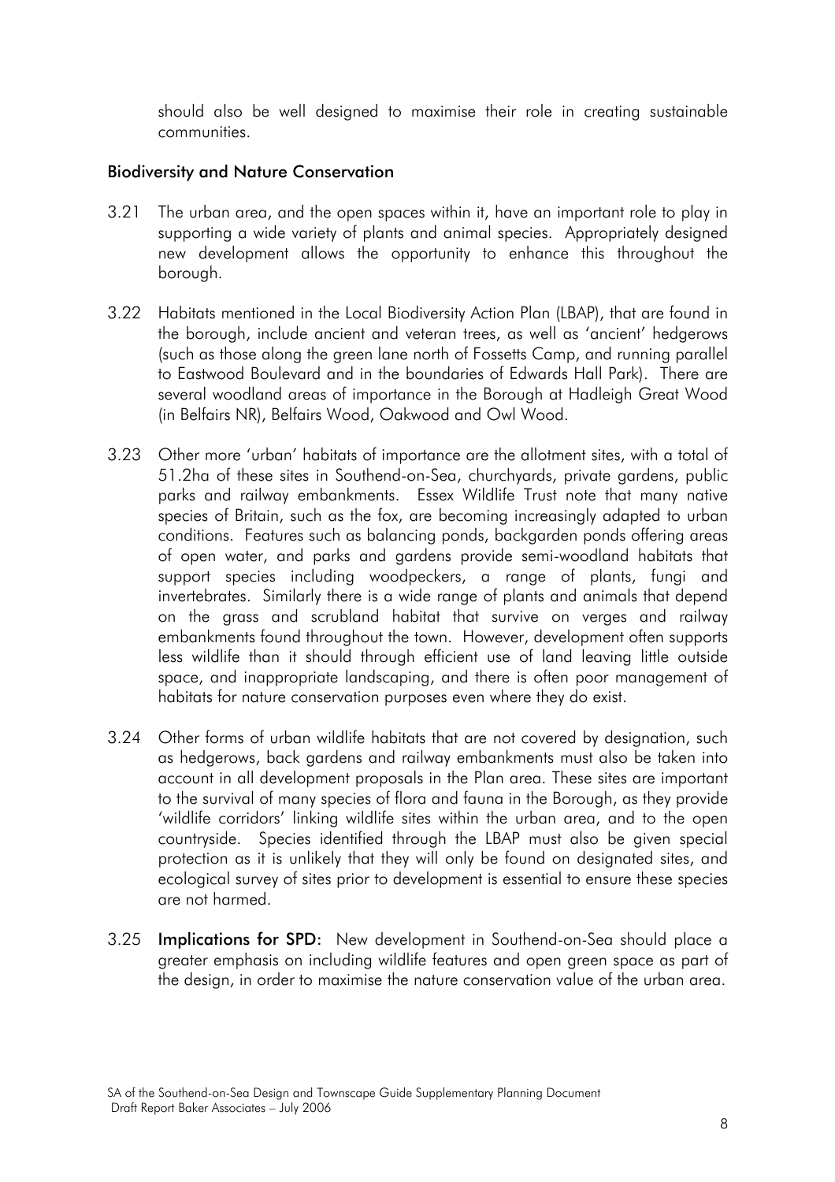should also be well designed to maximise their role in creating sustainable communities.

### Biodiversity and Nature Conservation

3.21 The urban area, and the open spaces within it, have an important role to play in supporting a wide variety of plants and animal species. Appropriately designed new development allows the opportunity to enhance this throughout the borough.

3.22 Habitats mentioned in the Local Biodiversity Action Plan (LBAP), that are found in the borough, include ancient and veteran trees, as well as 'ancient' hedgerows (such as those along the green lane north of Fossetts Camp, and running parallel to Eastwood Boulevard and in the boundaries of Edwards Hall Park). There are several woodland areas of importance in the Borough at Hadleigh Great Wood (in Belfairs NR), Belfairs Wood, Oakwood and Owl Wood.

3.23 Other more 'urban' habitats of importance are the allotment sites, with a total of 51.2ha of these sites in Southend-on-Sea, churchyards, private gardens, public parks and railway embankments. Essex Wildlife Trust note that many native species of Britain, such as the fox, are becoming increasingly adapted to urban conditions. Features such as balancing ponds, backgarden ponds offering areas of open water, and parks and gardens provide semi-woodland habitats that support species including woodpeckers, a range of plants, fungi and invertebrates. Similarly there is a wide range of plants and animals that depend on the grass and scrubland habitat that survive on verges and railway embankments found throughout the town. However, development often supports less wildlife than it should through efficient use of land leaving little outside space, and inappropriate landscaping, and there is often poor management of habitats for nature conservation purposes even where they do exist.

3.24 Other forms of urban wildlife habitats that are not covered by designation, such as hedgerows, back gardens and railway embankments must also be taken into account in all development proposals in the Plan area. These sites are important to the survival of many species of flora and fauna in the Borough, as they provide 'wildlife corridors' linking wildlife sites within the urban area, and to the open countryside. Species identified through the LBAP must also be given special protection as it is unlikely that they will only be found on designated sites, and ecological survey of sites prior to development is essential to ensure these species are not harmed.

3.25 **Implications for SPD:** New development in Southend-on-Sea should place a greater emphasis on including wildlife features and open green space as part of the design, in order to maximise the nature conservation value of the urban area.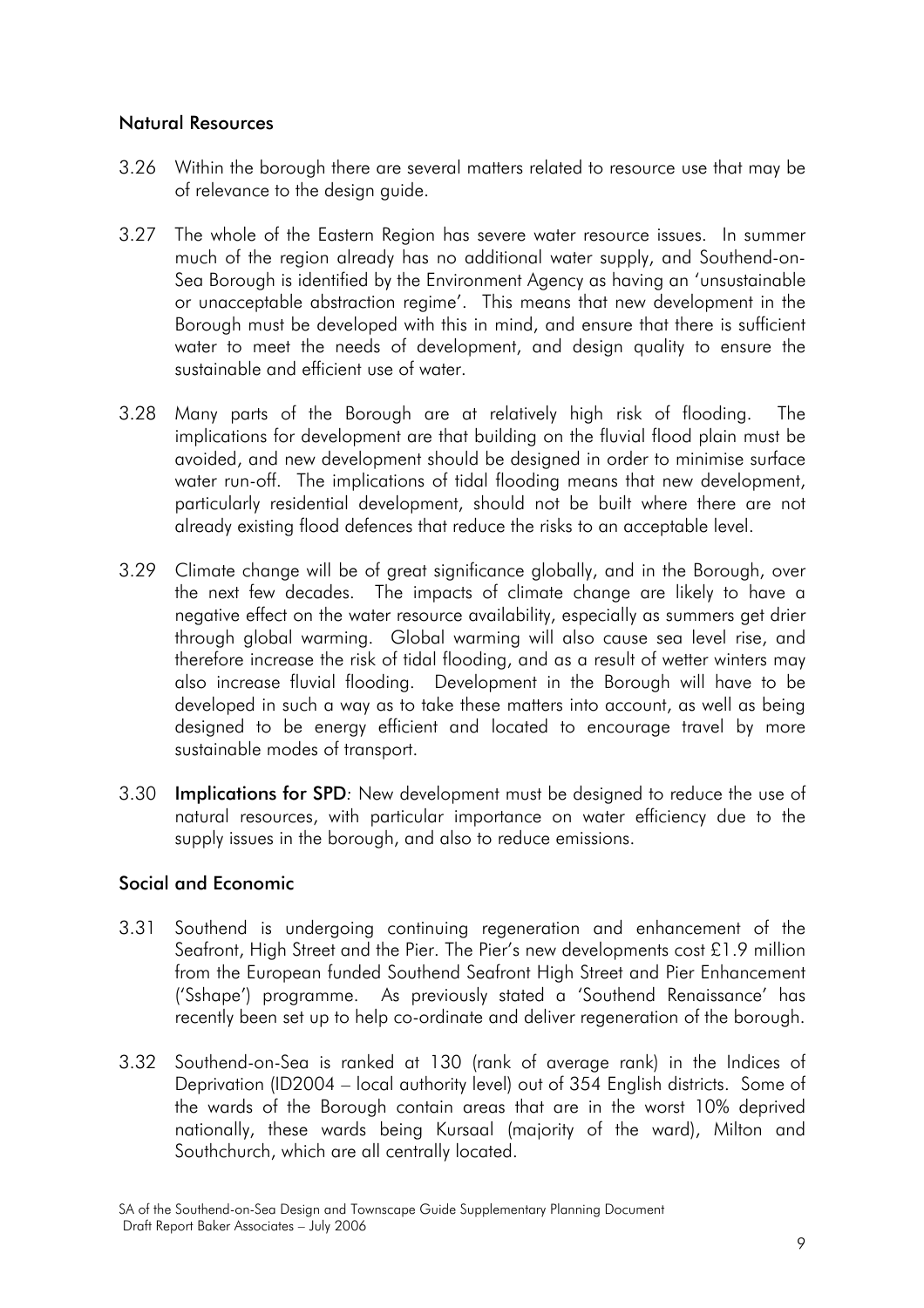## Natural Resources

3.26 Within the borough there are several matters related to resource use that may be of relevance to the design guide.

3.27 The whole of the Eastern Region has severe water resource issues. In summer much of the region already has no additional water supply, and Southend-on-Sea Borough is identified by the Environment Agency as having an 'unsustainable or unacceptable abstraction regime'. This means that new development in the Borough must be developed with this in mind, and ensure that there is sufficient water to meet the needs of development, and design quality to ensure the sustainable and efficient use of water.

3.28 Many parts of the Borough are at relatively high risk of flooding. The implications for development are that building on the fluvial flood plain must be avoided, and new development should be designed in order to minimise surface water run-off. The implications of tidal flooding means that new development, particularly residential development, should not be built where there are not already existing flood defences that reduce the risks to an acceptable level.

3.29 Climate change will be of great significance globally, and in the Borough, over the next few decades. The impacts of climate change are likely to have a negative effect on the water resource availability, especially as summers get drier through global warming. Global warming will also cause sea level rise, and therefore increase the risk of tidal flooding, and as a result of wetter winters may also increase fluvial flooding. Development in the Borough will have to be developed in such a way as to take these matters into account, as well as being designed to be energy efficient and located to encourage travel by more sustainable modes of transport.

3.30 **Implications for SPD**: New development must be designed to reduce the use of natural resources, with particular importance on water efficiency due to the supply issues in the borough, and also to reduce emissions.

## Social and Economic

3.31 Southend is undergoing continuing regeneration and enhancement of the Seafront, High Street and the Pier. The Pier's new developments cost £1.9 million from the European funded Southend Seafront High Street and Pier Enhancement ('Sshape') programme. As previously stated a 'Southend Renaissance' has recently been set up to help co-ordinate and deliver regeneration of the borough.

3.32 Southend-on-Sea is ranked at 130 (rank of average rank) in the Indices of Deprivation (ID2004 – local authority level) out of 354 English districts. Some of the wards of the Borough contain areas that are in the worst 10% deprived nationally, these wards being Kursaal (majority of the ward), Milton and Southchurch, which are all centrally located.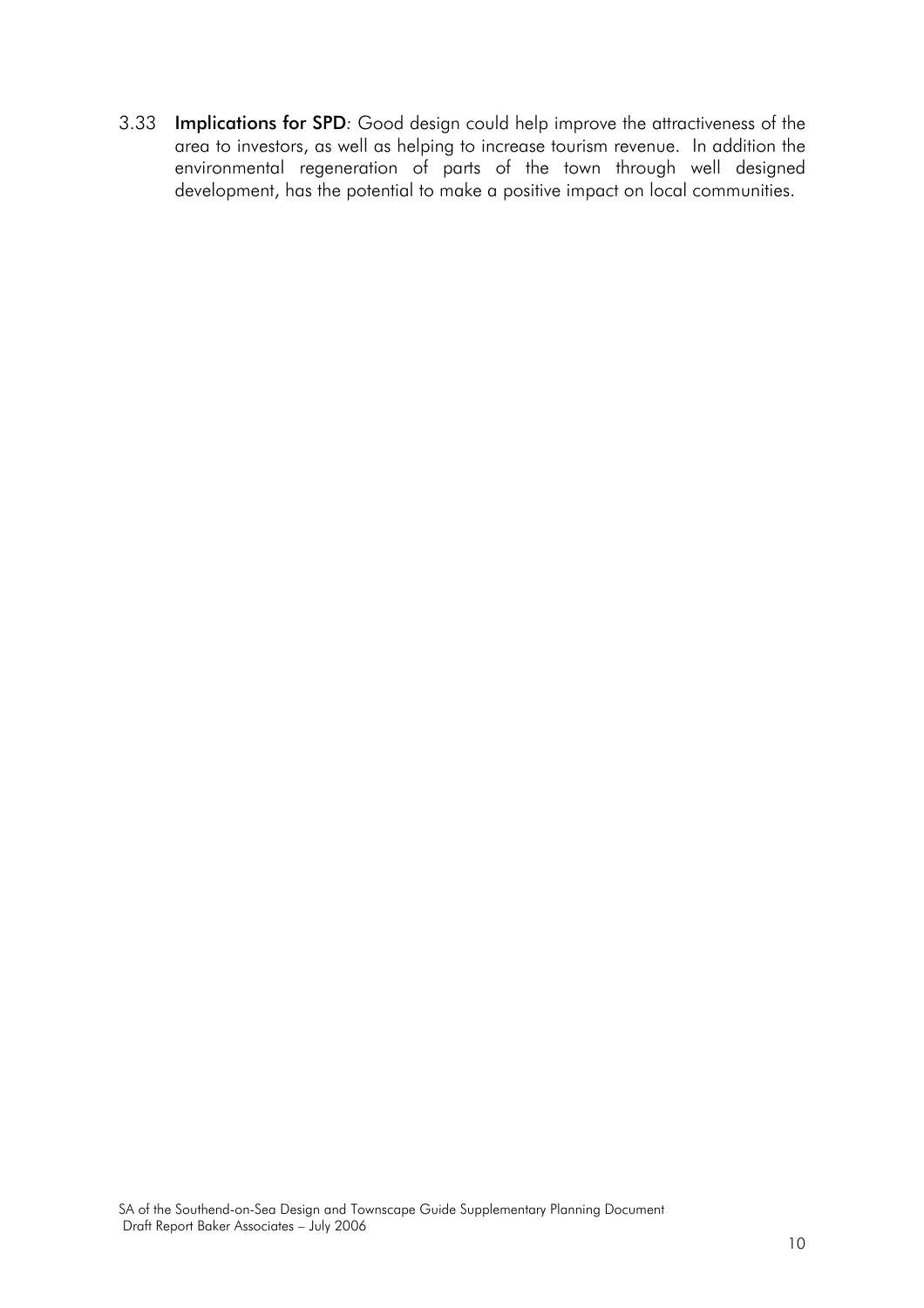3.33 **Implications for SPD**: Good design could help improve the attractiveness of the area to investors, as well as helping to increase tourism revenue. In addition the environmental regeneration of parts of the town through well designed development, has the potential to make a positive impact on local communities.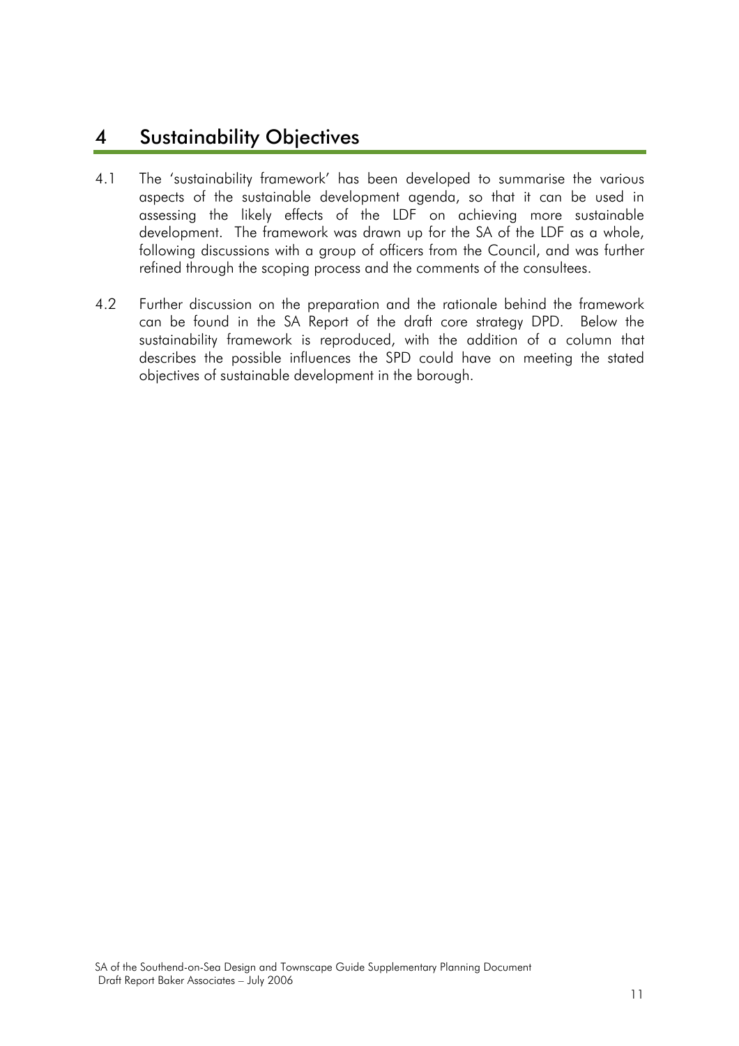# 4 Sustainability Objectives

4.1 The 'sustainability framework' has been developed to summarise the various aspects of the sustainable development agenda, so that it can be used in assessing the likely effects of the LDF on achieving more sustainable development. The framework was drawn up for the SA of the LDF as a whole, following discussions with a group of officers from the Council, and was further refined through the scoping process and the comments of the consultees.

4.2 Further discussion on the preparation and the rationale behind the framework can be found in the SA Report of the draft core strategy DPD. Below the sustainability framework is reproduced, with the addition of a column that describes the possible influences the SPD could have on meeting the stated objectives of sustainable development in the borough.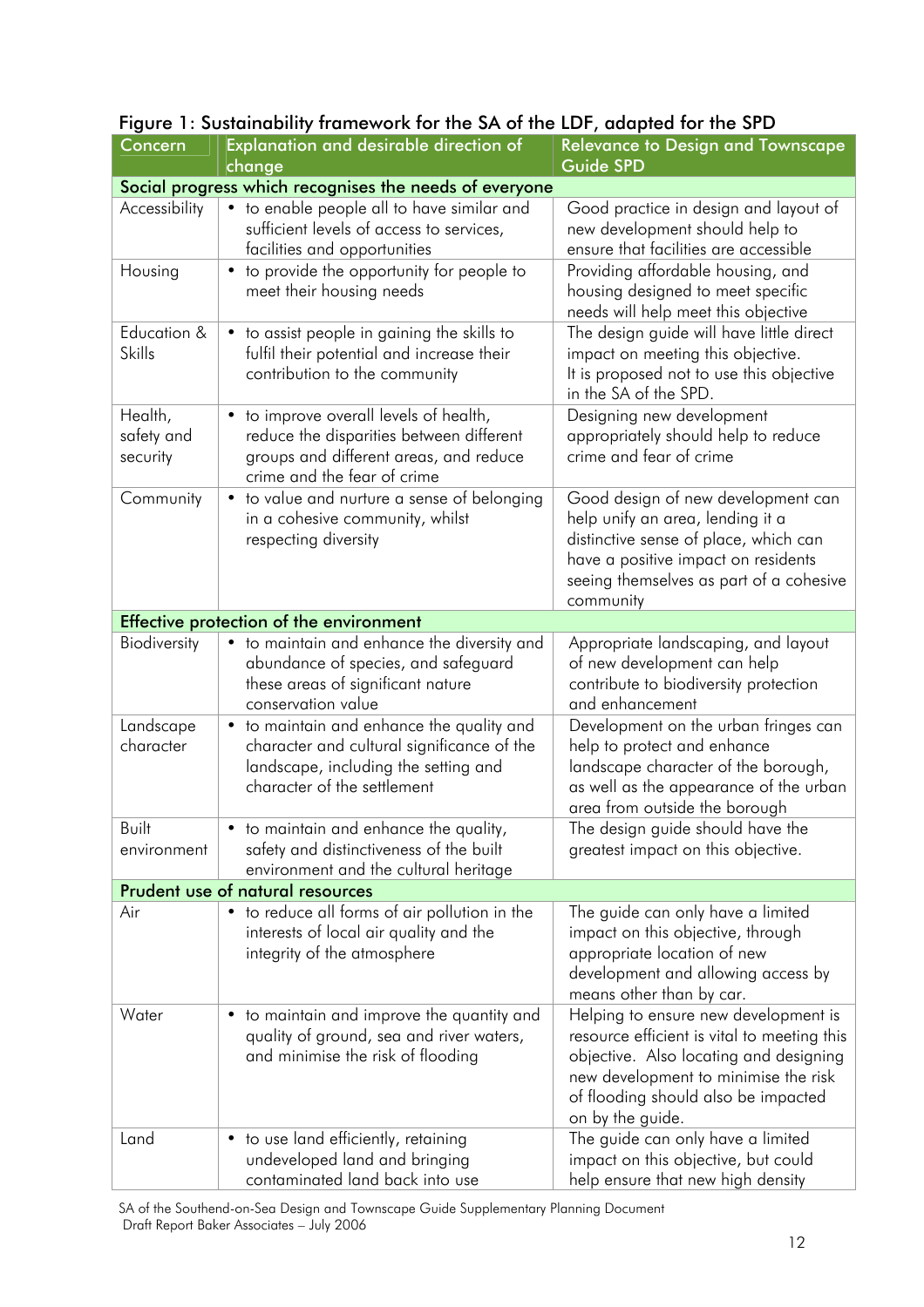Figure 1: Sustainability framework for the SA of the LDF, adapted for the SPD

| Concern | Explanation and desirable direction of change | Relevance to Design and Townscape Guide SPD |
|---|---|---|
| **Social progress which recognises the needs of everyone** | | |
| Accessibility | • to enable people all to have similar and sufficient levels of access to services, facilities and opportunities | Good practice in design and layout of new development should help to ensure that facilities are accessible |
| Housing | • to provide the opportunity for people to meet their housing needs | Providing affordable housing, and housing designed to meet specific needs will help meet this objective |
| Education & Skills | • to assist people in gaining the skills to fulfil their potential and increase their contribution to the community | The design guide will have little direct impact on meeting this objective. It is proposed not to use this objective in the SA of the SPD. |
| Health, safety and security | • to improve overall levels of health, reduce the disparities between different groups and different areas, and reduce crime and the fear of crime | Designing new development appropriately should help to reduce crime and fear of crime |
| Community | • to value and nurture a sense of belonging in a cohesive community, whilst respecting diversity | Good design of new development can help unify an area, lending it a distinctive sense of place, which can have a positive impact on residents seeing themselves as part of a cohesive community |
| **Effective protection of the environment** | | |
| Biodiversity | • to maintain and enhance the diversity and abundance of species, and safeguard these areas of significant nature conservation value | Appropriate landscaping, and layout of new development can help contribute to biodiversity protection and enhancement |
| Landscape character | • to maintain and enhance the quality and character and cultural significance of the landscape, including the setting and character of the settlement | Development on the urban fringes can help to protect and enhance landscape character of the borough, as well as the appearance of the urban area from outside the borough |
| Built environment | • to maintain and enhance the quality, safety and distinctiveness of the built environment and the cultural heritage | The design guide should have the greatest impact on this objective. |
| **Prudent use of natural resources** | | |
| Air | • to reduce all forms of air pollution in the interests of local air quality and the integrity of the atmosphere | The guide can only have a limited impact on this objective, through appropriate location of new development and allowing access by means other than by car. |
| Water | • to maintain and improve the quantity and quality of ground, sea and river waters, and minimise the risk of flooding | Helping to ensure new development is resource efficient is vital to meeting this objective. Also locating and designing new development to minimise the risk of flooding should also be impacted on by the guide. |
| Land | • to use land efficiently, retaining undeveloped land and bringing contaminated land back into use | The guide can only have a limited impact on this objective, but could help ensure that new high density |

SA of the Southend-on-Sea Design and Townscape Guide Supplementary Planning Document
Draft Report Baker Associates – July 2006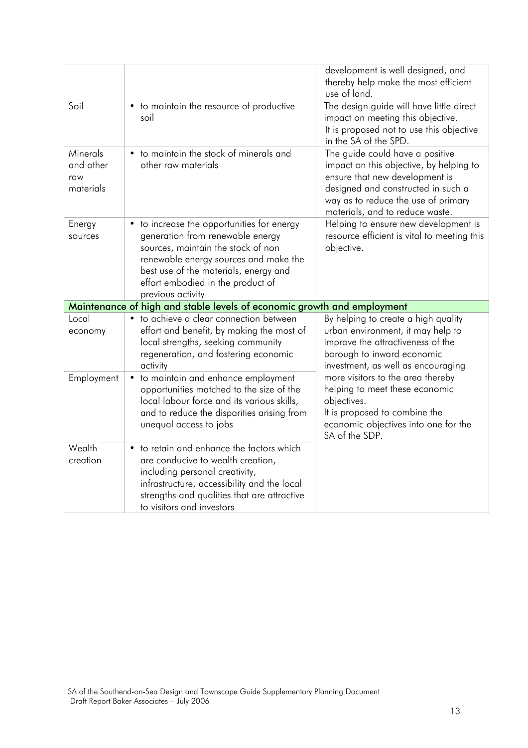| | | |
|---|---|---|
| | | development is well designed, and thereby help make the most efficient use of land. |
| Soil | • to maintain the resource of productive soil | The design guide will have little direct impact on meeting this objective. It is proposed not to use this objective in the SA of the SPD. |
| Minerals and other raw materials | • to maintain the stock of minerals and other raw materials | The guide could have a positive impact on this objective, by helping to ensure that new development is designed and constructed in such a way as to reduce the use of primary materials, and to reduce waste. |
| Energy sources | • to increase the opportunities for energy generation from renewable energy sources, maintain the stock of non renewable energy sources and make the best use of the materials, energy and effort embodied in the product of previous activity | Helping to ensure new development is resource efficient is vital to meeting this objective. |
| **Maintenance of high and stable levels of economic growth and employment** | | |
| Local economy | • to achieve a clear connection between effort and benefit, by making the most of local strengths, seeking community regeneration, and fostering economic activity | By helping to create a high quality urban environment, it may help to improve the attractiveness of the borough to inward economic investment, as well as encouraging more visitors to the area thereby helping to meet these economic objectives. It is proposed to combine the economic objectives into one for the SA of the SDP. |
| Employment | • to maintain and enhance employment opportunities matched to the size of the local labour force and its various skills, and to reduce the disparities arising from unequal access to jobs | |
| Wealth creation | • to retain and enhance the factors which are conducive to wealth creation, including personal creativity, infrastructure, accessibility and the local strengths and qualities that are attractive to visitors and investors | |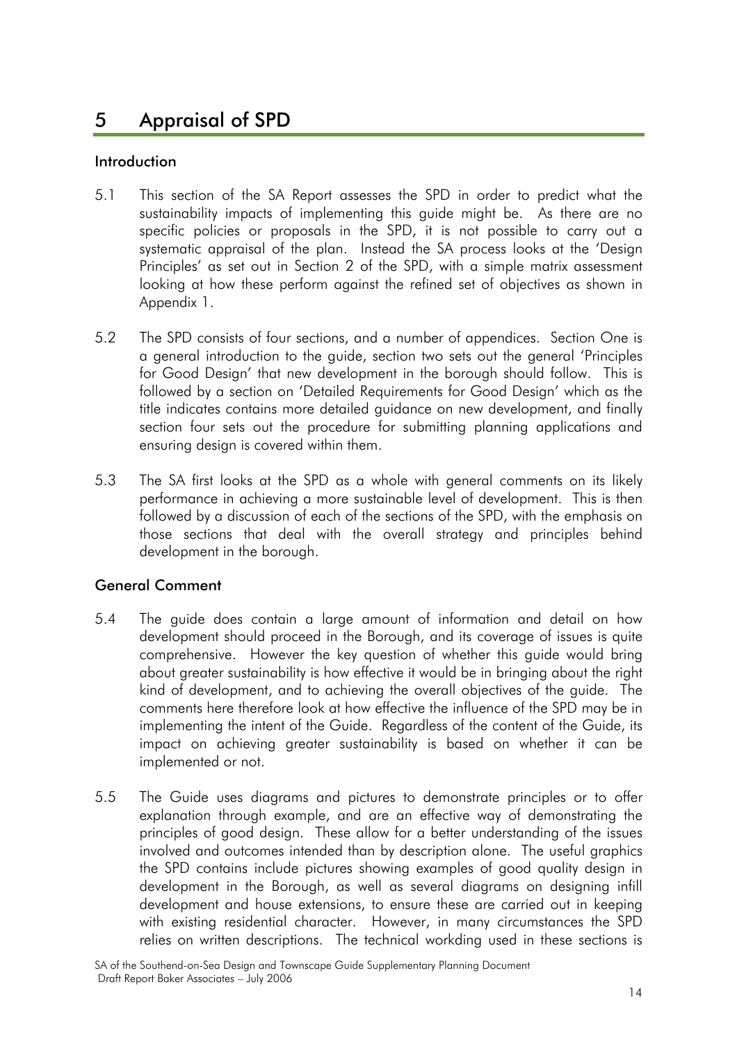# 5 Appraisal of SPD

## Introduction

5.1 This section of the SA Report assesses the SPD in order to predict what the sustainability impacts of implementing this guide might be. As there are no specific policies or proposals in the SPD, it is not possible to carry out a systematic appraisal of the plan. Instead the SA process looks at the 'Design Principles' as set out in Section 2 of the SPD, with a simple matrix assessment looking at how these perform against the refined set of objectives as shown in Appendix 1.

5.2 The SPD consists of four sections, and a number of appendices. Section One is a general introduction to the guide, section two sets out the general 'Principles for Good Design' that new development in the borough should follow. This is followed by a section on 'Detailed Requirements for Good Design' which as the title indicates contains more detailed guidance on new development, and finally section four sets out the procedure for submitting planning applications and ensuring design is covered within them.

5.3 The SA first looks at the SPD as a whole with general comments on its likely performance in achieving a more sustainable level of development. This is then followed by a discussion of each of the sections of the SPD, with the emphasis on those sections that deal with the overall strategy and principles behind development in the borough.

## General Comment

5.4 The guide does contain a large amount of information and detail on how development should proceed in the Borough, and its coverage of issues is quite comprehensive. However the key question of whether this guide would bring about greater sustainability is how effective it would be in bringing about the right kind of development, and to achieving the overall objectives of the guide. The comments here therefore look at how effective the influence of the SPD may be in implementing the intent of the Guide. Regardless of the content of the Guide, its impact on achieving greater sustainability is based on whether it can be implemented or not.

5.5 The Guide uses diagrams and pictures to demonstrate principles or to offer explanation through example, and are an effective way of demonstrating the principles of good design. These allow for a better understanding of the issues involved and outcomes intended than by description alone. The useful graphics the SPD contains include pictures showing examples of good quality design in development in the Borough, as well as several diagrams on designing infill development and house extensions, to ensure these are carried out in keeping with existing residential character. However, in many circumstances the SPD relies on written descriptions. The technical workding used in these sections is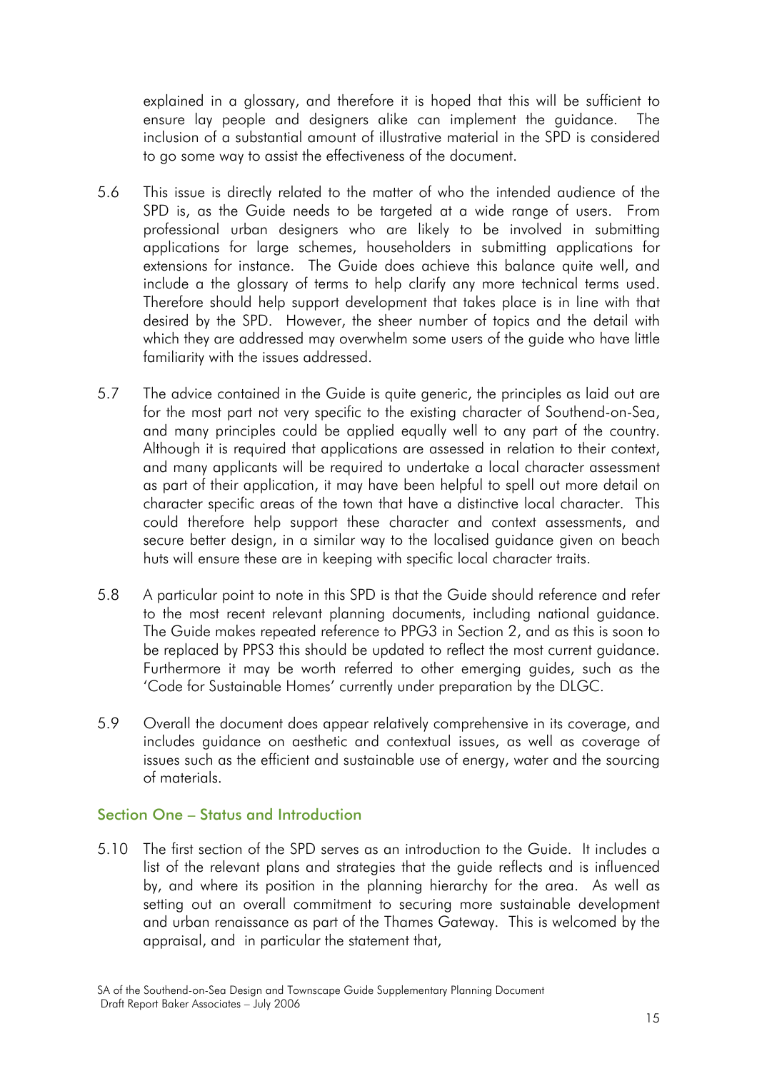explained in a glossary, and therefore it is hoped that this will be sufficient to ensure lay people and designers alike can implement the guidance. The inclusion of a substantial amount of illustrative material in the SPD is considered to go some way to assist the effectiveness of the document.

5.6 This issue is directly related to the matter of who the intended audience of the SPD is, as the Guide needs to be targeted at a wide range of users. From professional urban designers who are likely to be involved in submitting applications for large schemes, householders in submitting applications for extensions for instance. The Guide does achieve this balance quite well, and include a the glossary of terms to help clarify any more technical terms used. Therefore should help support development that takes place is in line with that desired by the SPD. However, the sheer number of topics and the detail with which they are addressed may overwhelm some users of the guide who have little familiarity with the issues addressed.

5.7 The advice contained in the Guide is quite generic, the principles as laid out are for the most part not very specific to the existing character of Southend-on-Sea, and many principles could be applied equally well to any part of the country. Although it is required that applications are assessed in relation to their context, and many applicants will be required to undertake a local character assessment as part of their application, it may have been helpful to spell out more detail on character specific areas of the town that have a distinctive local character. This could therefore help support these character and context assessments, and secure better design, in a similar way to the localised guidance given on beach huts will ensure these are in keeping with specific local character traits.

5.8 A particular point to note in this SPD is that the Guide should reference and refer to the most recent relevant planning documents, including national guidance. The Guide makes repeated reference to PPG3 in Section 2, and as this is soon to be replaced by PPS3 this should be updated to reflect the most current guidance. Furthermore it may be worth referred to other emerging guides, such as the 'Code for Sustainable Homes' currently under preparation by the DLGC.

5.9 Overall the document does appear relatively comprehensive in its coverage, and includes guidance on aesthetic and contextual issues, as well as coverage of issues such as the efficient and sustainable use of energy, water and the sourcing of materials.

## Section One – Status and Introduction

5.10 The first section of the SPD serves as an introduction to the Guide. It includes a list of the relevant plans and strategies that the guide reflects and is influenced by, and where its position in the planning hierarchy for the area. As well as setting out an overall commitment to securing more sustainable development and urban renaissance as part of the Thames Gateway. This is welcomed by the appraisal, and in particular the statement that,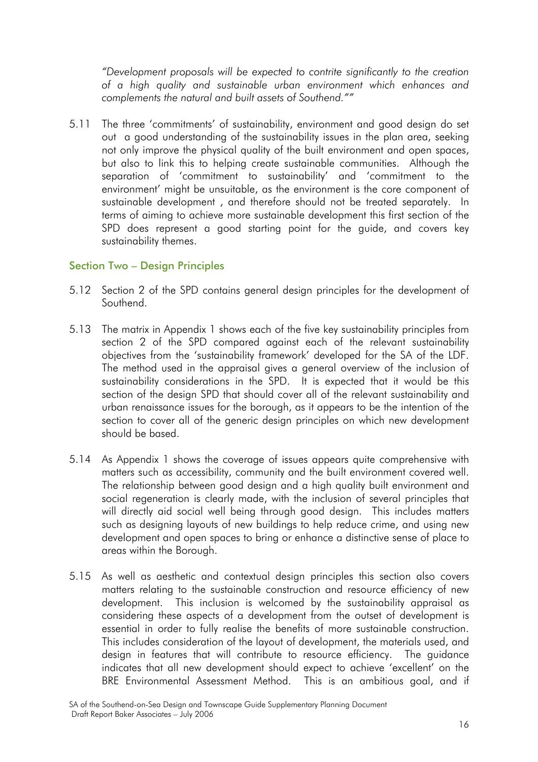*"Development proposals will be expected to contrite significantly to the creation of a high quality and sustainable urban environment which enhances and complements the natural and built assets of Southend.""*

5.11 The three 'commitments' of sustainability, environment and good design do set out a good understanding of the sustainability issues in the plan area, seeking not only improve the physical quality of the built environment and open spaces, but also to link this to helping create sustainable communities. Although the separation of 'commitment to sustainability' and 'commitment to the environment' might be unsuitable, as the environment is the core component of sustainable development , and therefore should not be treated separately. In terms of aiming to achieve more sustainable development this first section of the SPD does represent a good starting point for the guide, and covers key sustainability themes.

### Section Two – Design Principles

5.12 Section 2 of the SPD contains general design principles for the development of Southend.

5.13 The matrix in Appendix 1 shows each of the five key sustainability principles from section 2 of the SPD compared against each of the relevant sustainability objectives from the 'sustainability framework' developed for the SA of the LDF. The method used in the appraisal gives a general overview of the inclusion of sustainability considerations in the SPD. It is expected that it would be this section of the design SPD that should cover all of the relevant sustainability and urban renaissance issues for the borough, as it appears to be the intention of the section to cover all of the generic design principles on which new development should be based.

5.14 As Appendix 1 shows the coverage of issues appears quite comprehensive with matters such as accessibility, community and the built environment covered well. The relationship between good design and a high quality built environment and social regeneration is clearly made, with the inclusion of several principles that will directly aid social well being through good design. This includes matters such as designing layouts of new buildings to help reduce crime, and using new development and open spaces to bring or enhance a distinctive sense of place to areas within the Borough.

5.15 As well as aesthetic and contextual design principles this section also covers matters relating to the sustainable construction and resource efficiency of new development. This inclusion is welcomed by the sustainability appraisal as considering these aspects of a development from the outset of development is essential in order to fully realise the benefits of more sustainable construction. This includes consideration of the layout of development, the materials used, and design in features that will contribute to resource efficiency. The guidance indicates that all new development should expect to achieve 'excellent' on the BRE Environmental Assessment Method. This is an ambitious goal, and if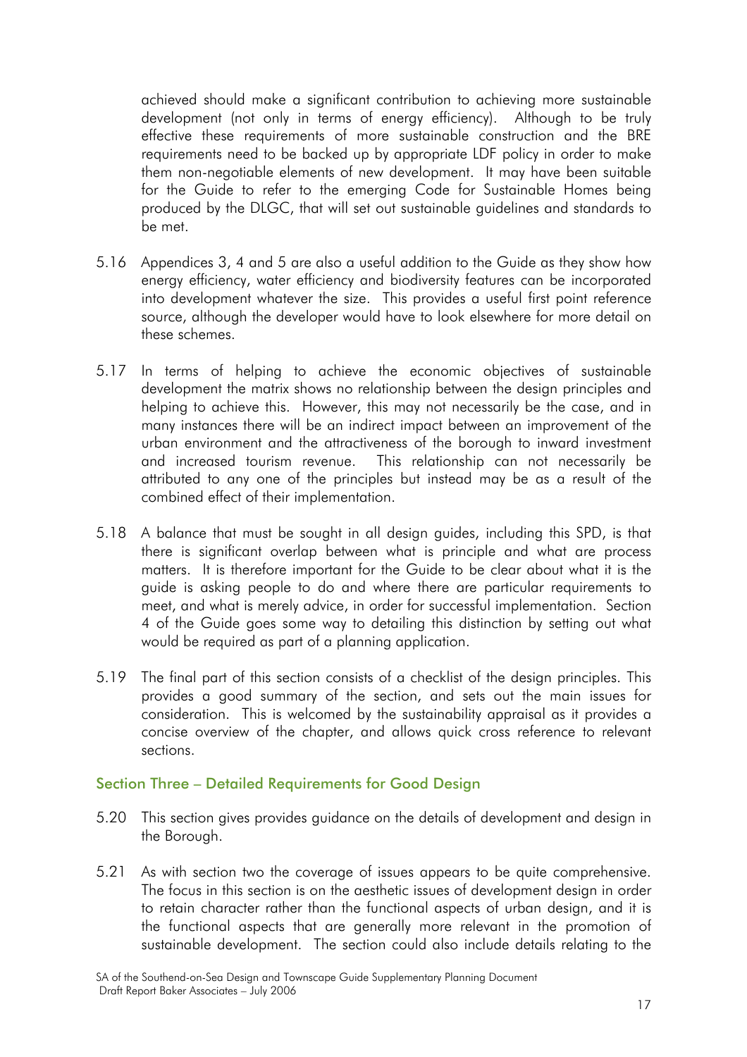achieved should make a significant contribution to achieving more sustainable development (not only in terms of energy efficiency). Although to be truly effective these requirements of more sustainable construction and the BRE requirements need to be backed up by appropriate LDF policy in order to make them non-negotiable elements of new development. It may have been suitable for the Guide to refer to the emerging Code for Sustainable Homes being produced by the DLGC, that will set out sustainable guidelines and standards to be met.

5.16 Appendices 3, 4 and 5 are also a useful addition to the Guide as they show how energy efficiency, water efficiency and biodiversity features can be incorporated into development whatever the size. This provides a useful first point reference source, although the developer would have to look elsewhere for more detail on these schemes.

5.17 In terms of helping to achieve the economic objectives of sustainable development the matrix shows no relationship between the design principles and helping to achieve this. However, this may not necessarily be the case, and in many instances there will be an indirect impact between an improvement of the urban environment and the attractiveness of the borough to inward investment and increased tourism revenue. This relationship can not necessarily be attributed to any one of the principles but instead may be as a result of the combined effect of their implementation.

5.18 A balance that must be sought in all design guides, including this SPD, is that there is significant overlap between what is principle and what are process matters. It is therefore important for the Guide to be clear about what it is the guide is asking people to do and where there are particular requirements to meet, and what is merely advice, in order for successful implementation. Section 4 of the Guide goes some way to detailing this distinction by setting out what would be required as part of a planning application.

5.19 The final part of this section consists of a checklist of the design principles. This provides a good summary of the section, and sets out the main issues for consideration. This is welcomed by the sustainability appraisal as it provides a concise overview of the chapter, and allows quick cross reference to relevant sections.

### Section Three – Detailed Requirements for Good Design

5.20 This section gives provides guidance on the details of development and design in the Borough.

5.21 As with section two the coverage of issues appears to be quite comprehensive. The focus in this section is on the aesthetic issues of development design in order to retain character rather than the functional aspects of urban design, and it is the functional aspects that are generally more relevant in the promotion of sustainable development. The section could also include details relating to the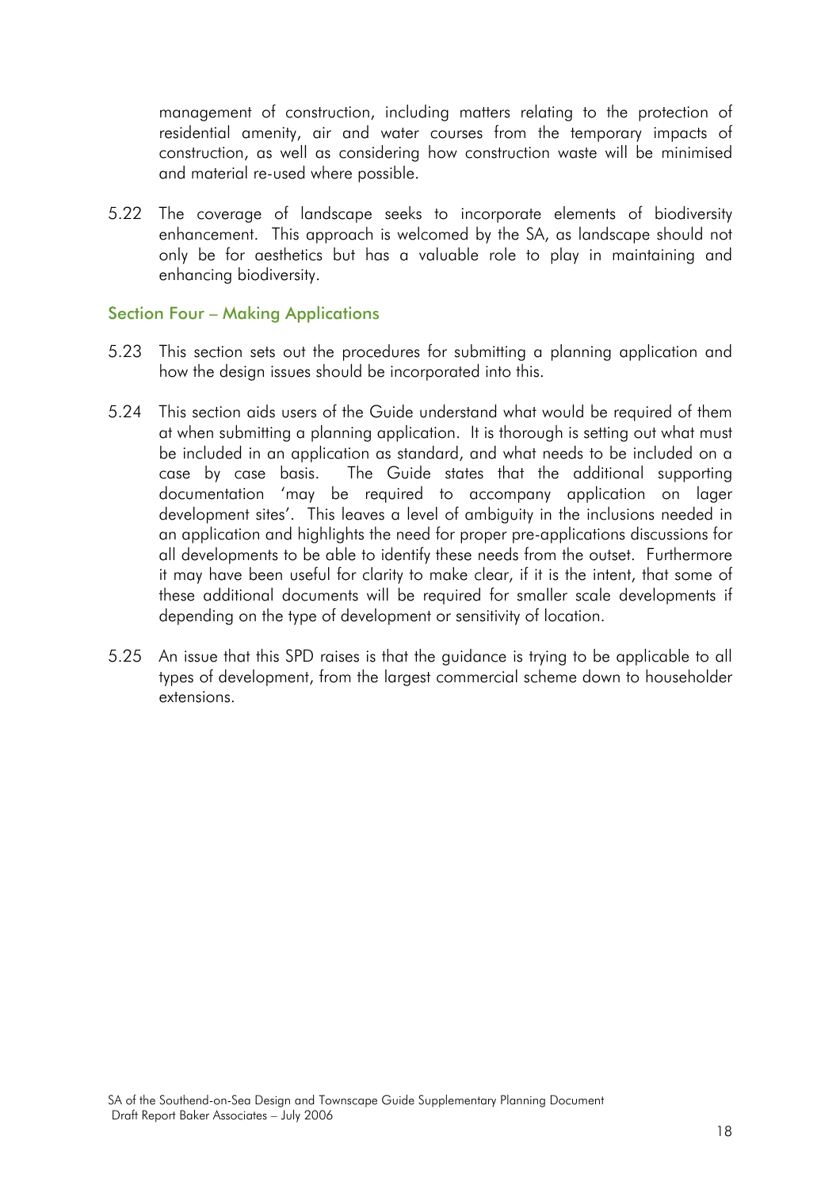management of construction, including matters relating to the protection of residential amenity, air and water courses from the temporary impacts of construction, as well as considering how construction waste will be minimised and material re-used where possible.

5.22 The coverage of landscape seeks to incorporate elements of biodiversity enhancement. This approach is welcomed by the SA, as landscape should not only be for aesthetics but has a valuable role to play in maintaining and enhancing biodiversity.

### Section Four – Making Applications

5.23 This section sets out the procedures for submitting a planning application and how the design issues should be incorporated into this.

5.24 This section aids users of the Guide understand what would be required of them at when submitting a planning application. It is thorough is setting out what must be included in an application as standard, and what needs to be included on a case by case basis. The Guide states that the additional supporting documentation 'may be required to accompany application on lager development sites'. This leaves a level of ambiguity in the inclusions needed in an application and highlights the need for proper pre-applications discussions for all developments to be able to identify these needs from the outset. Furthermore it may have been useful for clarity to make clear, if it is the intent, that some of these additional documents will be required for smaller scale developments if depending on the type of development or sensitivity of location.

5.25 An issue that this SPD raises is that the guidance is trying to be applicable to all types of development, from the largest commercial scheme down to householder extensions.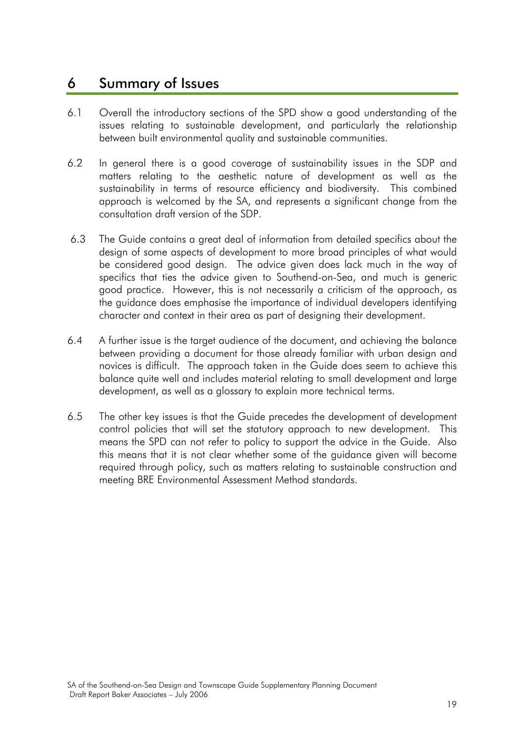# 6 Summary of Issues

6.1 Overall the introductory sections of the SPD show a good understanding of the issues relating to sustainable development, and particularly the relationship between built environmental quality and sustainable communities.

6.2 In general there is a good coverage of sustainability issues in the SDP and matters relating to the aesthetic nature of development as well as the sustainability in terms of resource efficiency and biodiversity. This combined approach is welcomed by the SA, and represents a significant change from the consultation draft version of the SDP.

6.3 The Guide contains a great deal of information from detailed specifics about the design of some aspects of development to more broad principles of what would be considered good design. The advice given does lack much in the way of specifics that ties the advice given to Southend-on-Sea, and much is generic good practice. However, this is not necessarily a criticism of the approach, as the guidance does emphasise the importance of individual developers identifying character and context in their area as part of designing their development.

6.4 A further issue is the target audience of the document, and achieving the balance between providing a document for those already familiar with urban design and novices is difficult. The approach taken in the Guide does seem to achieve this balance quite well and includes material relating to small development and large development, as well as a glossary to explain more technical terms.

6.5 The other key issues is that the Guide precedes the development of development control policies that will set the statutory approach to new development. This means the SPD can not refer to policy to support the advice in the Guide. Also this means that it is not clear whether some of the guidance given will become required through policy, such as matters relating to sustainable construction and meeting BRE Environmental Assessment Method standards.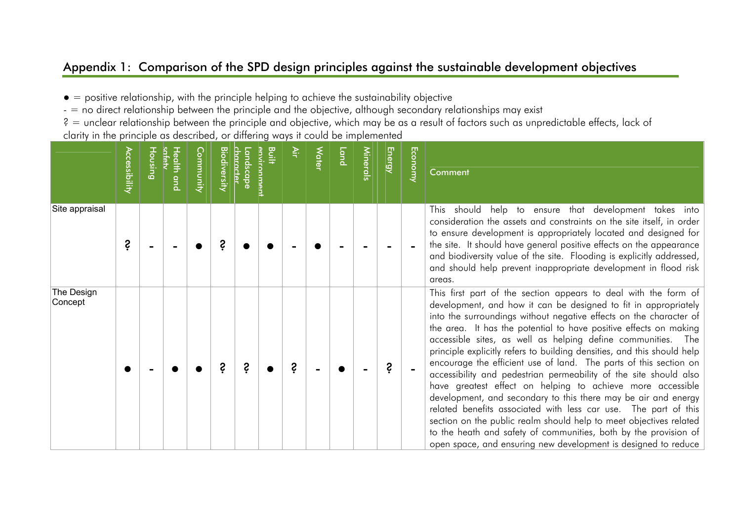## Appendix 1: Comparison of the SPD design principles against the sustainable development objectives

● = positive relationship, with the principle helping to achieve the sustainability objective

- = no direct relationship between the principle and the objective, although secondary relationships may exist

? = unclear relationship between the principle and objective, which may be as a result of factors such as unpredictable effects, lack of clarity in the principle as described, or differing ways it could be implemented

| | Accessibility | Housing | Health and safety | Community | Biodiversity | Landscape character | Built environment | Air | Water | Land | Minerals | Energy | Economy | Comment |
|---|---|---|---|---|---|---|---|---|---|---|---|---|---|---|
| Site appraisal | ? | - | - | ● | ? | ● | ● | - | ● | - | - | - | - | This should help to ensure that development takes into consideration the assets and constraints on the site itself, in order to ensure development is appropriately located and designed for the site. It should have general positive effects on the appearance and biodiversity value of the site. Flooding is explicitly addressed, and should help prevent inappropriate development in flood risk areas. |
| The Design Concept | ● | - | ● | ● | ? | ? | ● | ? | - | ● | - | ? | - | This first part of the section appears to deal with the form of development, and how it can be designed to fit in appropriately into the surroundings without negative effects on the character of the area. It has the potential to have positive effects on making accessible sites, as well as helping define communities. The principle explicitly refers to building densities, and this should help encourage the efficient use of land. The parts of this section on accessibility and pedestrian permeability of the site should also have greatest effect on helping to achieve more accessible development, and secondary to this there may be air and energy related benefits associated with less car use. The part of this section on the public realm should help to meet objectives related to the heath and safety of communities, both by the provision of open space, and ensuring new development is designed to reduce |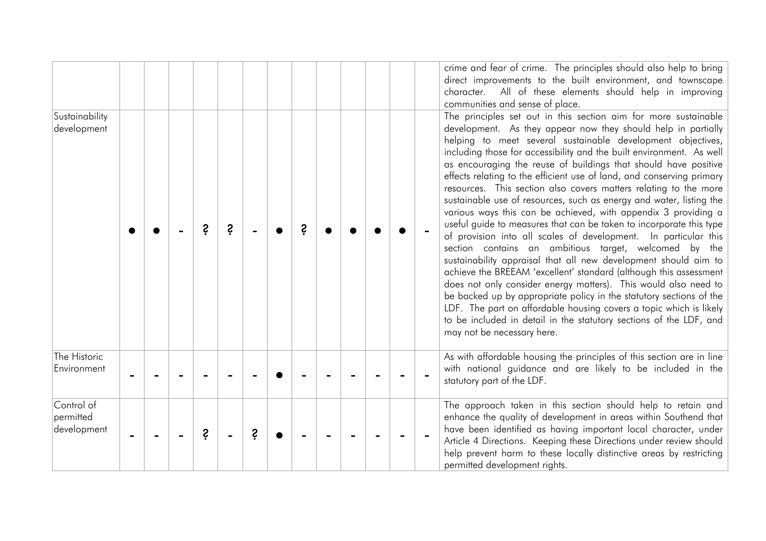| | | | | | | | | | | | | | | |
|---|---|---|---|---|---|---|---|---|---|---|---|---|---|---|
| | | | | | | | | | | | | | | crime and fear of crime. The principles should also help to bring direct improvements to the built environment, and townscape character. All of these elements should help in improving communities and sense of place. |
| Sustainability development | ● | ● | - | ? | ? | - | ● | ? | ● | ● | ● | ● | - | The principles set out in this section aim for more sustainable development. As they appear now they should help in partially helping to meet several sustainable development objectives, including those for accessibility and the built environment. As well as encouraging the reuse of buildings that should have positive effects relating to the efficient use of land, and conserving primary resources. This section also covers matters relating to the more sustainable use of resources, such as energy and water, listing the various ways this can be achieved, with appendix 3 providing a useful guide to measures that can be taken to incorporate this type of provision into all scales of development. In particular this section contains an ambitious target, welcomed by the sustainability appraisal that all new development should aim to achieve the BREEAM 'excellent' standard (although this assessment does not only consider energy matters). This would also need to be backed up by appropriate policy in the statutory sections of the LDF. The part on affordable housing covers a topic which is likely to be included in detail in the statutory sections of the LDF, and may not be necessary here. |
| The Historic Environment | - | - | - | - | - | - | ● | - | - | - | - | - | - | As with affordable housing the principles of this section are in line with national guidance and are likely to be included in the statutory part of the LDF. |
| Control of permitted development | - | - | - | ? | - | ? | ● | - | - | - | - | - | - | The approach taken in this section should help to retain and enhance the quality of development in areas within Southend that have been identified as having important local character, under Article 4 Directions. Keeping these Directions under review should help prevent harm to these locally distinctive areas by restricting permitted development rights. |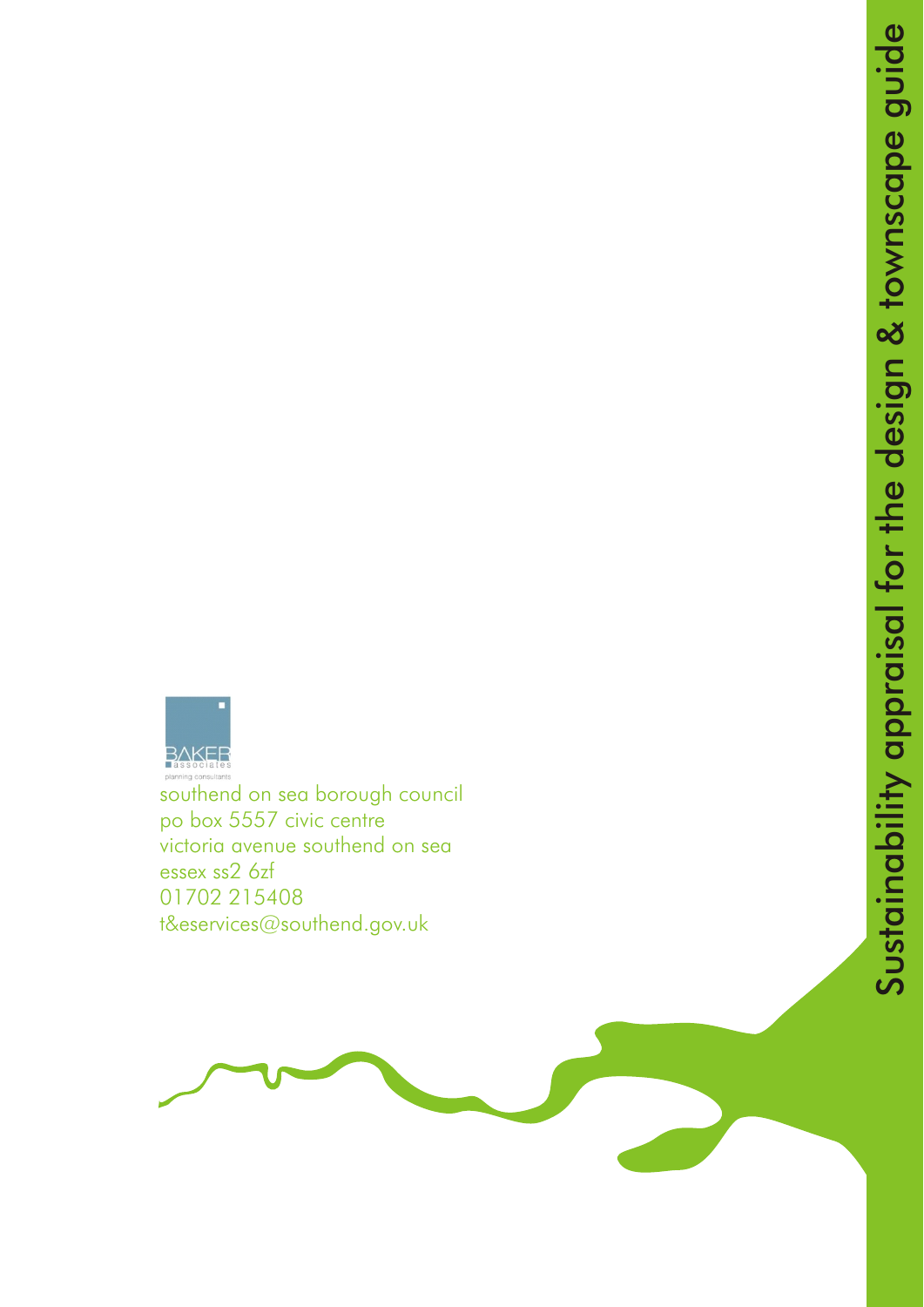# Sustainability appraisal for the design & townscape guide

BAKER associates

planning consultants

southend on sea borough council
po box 5557 civic centre
victoria avenue southend on sea
essex ss2 6zf
01702 215408
t&eservices@southend.gov.uk